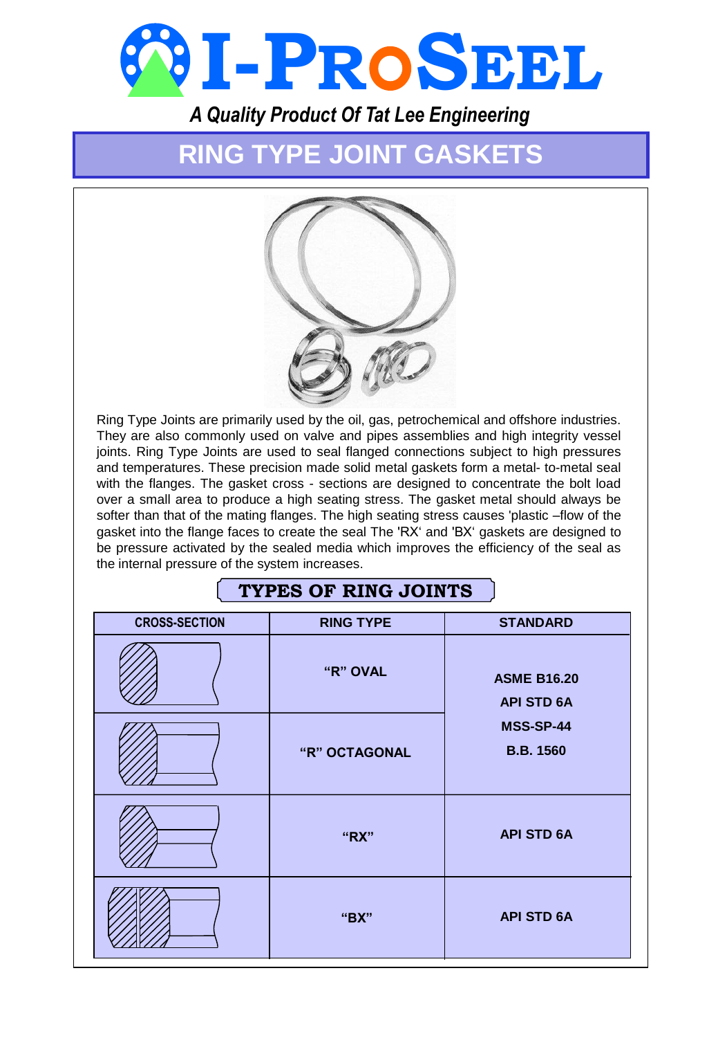# I-PROSEEL

*A Quality Product Of Tat Lee Engineering*

## RING TYPE JOINT GASKETS

Ring Type Joints are primarily used by the oil, gas, petrochemical and offshore industries. They are also commonly used on valve and pipes assemblies and high integrity vessel joints. Ring Type Joints are used to seal flanged connections subject to high pressures and temperatures. These precision made solid metal gaskets form a metal- to-metal seal with the flanges. The gasket cross - sections are designed to concentrate the bolt load over a small area to produce a high seating stress. The gasket metal should always be softer than that of the mating flanges. The high seating stress causes 'plastic –flow of the gasket into the flange faces to create the seal The 'RX' and 'BX' gaskets are designed to be pressure activated by the sealed media which improves the efficiency of the seal as the internal pressure of the system increases.

### TYPES OF RING JOINTS

| CROSS-SECTION | RING TYPE | STANDARD |
|---|---|---|
| | "R" OVAL | ASME B16.20<br>API STD 6A<br>MSS-SP-44<br>B.B. 1560 |
| | "R" OCTAGONAL | |
| | "RX" | API STD 6A |
| | "BX" | API STD 6A |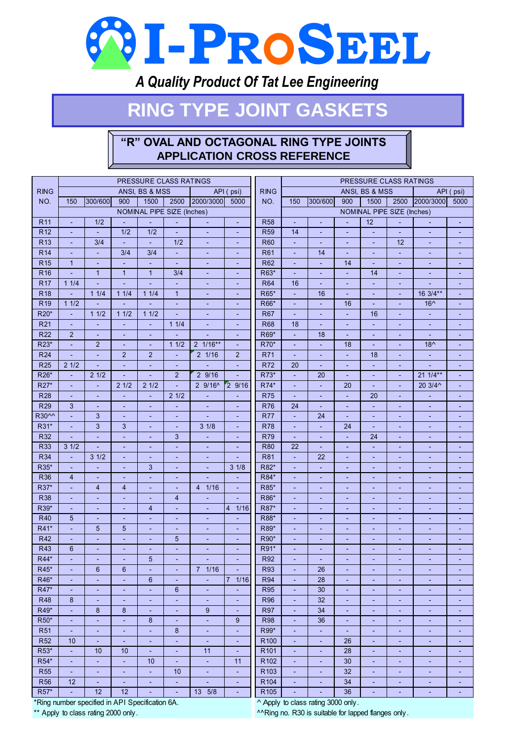# I-ProSeel

*A Quality Product Of Tat Lee Engineering*

## RING TYPE JOINT GASKETS

### "R" OVAL AND OCTAGONAL RING TYPE JOINTS APPLICATION CROSS REFERENCE

| RING NO. | PRESSURE CLASS RATINGS | | | | | | |
|---|---|---|---|---|---|---|---|
| | ANSI, BS & MSS | | | | | API ( psi) | |
| | 150 | 300/600 | 900 | 1500 | 2500 | 2000/3000 | 5000 |
| | NOMINAL PIPE SIZE (Inches) | | | | | | |
| R11 | - | 1/2 | - | - | - | - | - |
| R12 | - | - | 1/2 | 1/2 | - | - | - |
| R13 | - | 3/4 | - | - | 1/2 | - | - |
| R14 | - | - | 3/4 | 3/4 | - | - | - |
| R15 | 1 | - | - | - | - | - | - |
| R16 | - | 1 | 1 | 1 | 3/4 | - | - |
| R17 | 1 1/4 | - | - | - | - | - | - |
| R18 | - | 1 1/4 | 1 1/4 | 1 1/4 | 1 | - | - |
| R19 | 1 1/2 | - | - | - | - | - | - |
| R20* | - | 1 1/2 | 1 1/2 | 1 1/2 | - | - | - |
| R21 | - | - | - | - | 1 1/4 | - | - |
| R22 | 2 | - | - | - | - | - | - |
| R23* | - | 2 | - | - | 1 1/2 | 2 1/16** | - |
| R24 | - | - | 2 | 2 | - | 2 1/16 | 2 |
| R25 | 2 1/2 | - | - | - | - | - | - |
| R26* | - | 2 1/2 | - | - | 2 | 2 9/16 | - |
| R27* | - | - | 2 1/2 | 2 1/2 | - | 2 9/16^ | 2 9/16 |
| R28 | - | - | - | - | 2 1/2 | - | - |
| R29 | 3 | - | - | - | - | - | - |
| R30^^ | - | 3 | - | - | - | - | - |
| R31* | - | 3 | 3 | - | - | 3 1/8 | - |
| R32 | - | - | - | - | 3 | - | - |
| R33 | 3 1/2 | - | - | - | - | - | - |
| R34 | - | 3 1/2 | - | - | - | - | - |
| R35* | - | - | - | 3 | - | - | 3 1/8 |
| R36 | 4 | - | - | - | - | - | - |
| R37* | - | 4 | 4 | - | - | 4 1/16 | - |
| R38 | - | - | - | - | 4 | - | - |
| R39* | - | - | - | 4 | - | - | 4 1/16 |
| R40 | 5 | - | - | - | - | - | - |
| R41* | - | 5 | 5 | - | - | - | - |
| R42 | - | - | - | - | 5 | - | - |
| R43 | 6 | - | - | - | - | - | - |
| R44* | - | - | - | 5 | - | - | - |
| R45* | - | 6 | 6 | - | - | 7 1/16 | - |
| R46* | - | - | - | 6 | - | - | 7 1/16 |
| R47* | - | - | - | - | 6 | - | - |
| R48 | 8 | - | - | - | - | - | - |
| R49* | - | 8 | 8 | - | - | 9 | - |
| R50* | - | - | - | 8 | - | - | 9 |
| R51 | - | - | - | - | 8 | - | - |
| R52 | 10 | - | - | - | - | - | - |
| R53* | - | 10 | 10 | - | - | 11 | - |
| R54* | - | - | - | 10 | - | - | 11 |
| R55 | - | - | - | - | 10 | - | - |
| R56 | 12 | - | - | - | - | - | - |
| R57* | - | 12 | 12 | - | - | 13 5/8 | - |
| R58 | - | - | - | 12 | - | - | - |
| R59 | 14 | - | - | - | - | - | - |
| R60 | - | - | - | - | 12 | - | - |
| R61 | - | 14 | - | - | - | - | - |
| R62 | - | - | 14 | - | - | - | - |
| R63* | - | - | - | 14 | - | - | - |
| R64 | 16 | - | - | - | - | - | - |
| R65* | - | 16 | - | - | - | 16 3/4** | - |
| R66* | - | - | 16 | - | - | 16^ | - |
| R67 | - | - | - | 16 | - | - | - |
| R68 | 18 | - | - | - | - | - | - |
| R69* | - | 18 | - | - | - | - | - |
| R70* | - | - | 18 | - | - | 18^ | - |
| R71 | - | - | - | 18 | - | - | - |
| R72 | 20 | - | - | - | - | - | - |
| R73* | - | 20 | - | - | - | 21 1/4** | - |
| R74* | - | - | 20 | - | - | 20 3/4^ | - |
| R75 | - | - | - | 20 | - | - | - |
| R76 | 24 | - | - | - | - | - | - |
| R77 | - | 24 | - | - | - | - | - |
| R78 | - | - | 24 | - | - | - | - |
| R79 | - | - | - | 24 | - | - | - |
| R80 | 22 | - | - | - | - | - | - |
| R81 | - | 22 | - | - | - | - | - |
| R82* | - | - | - | - | - | - | - |
| R84* | - | - | - | - | - | - | - |
| R85* | - | - | - | - | - | - | - |
| R86* | - | - | - | - | - | - | - |
| R87* | - | - | - | - | - | - | - |
| R88* | - | - | - | - | - | - | - |
| R89* | - | - | - | - | - | - | - |
| R90* | - | - | - | - | - | - | - |
| R91* | - | - | - | - | - | - | - |
| R92 | - | - | - | - | - | - | - |
| R93 | - | 26 | - | - | - | - | - |
| R94 | - | 28 | - | - | - | - | - |
| R95 | - | 30 | - | - | - | - | - |
| R96 | - | 32 | - | - | - | - | - |
| R97 | - | 34 | - | - | - | - | - |
| R98 | - | 36 | - | - | - | - | - |
| R99* | - | - | - | - | - | - | - |
| R100 | - | - | 26 | - | - | - | - |
| R101 | - | - | 28 | - | - | - | - |
| R102 | - | - | 30 | - | - | - | - |
| R103 | - | - | 32 | - | - | - | - |
| R104 | - | - | 34 | - | - | - | - |
| R105 | - | - | 36 | - | - | - | - |

*Ring number specified in API Specification 6A.

** Apply to class rating 2000 only.

^ Apply to class rating 3000 only.

^^Ring no. R30 is suitable for lapped flanges only.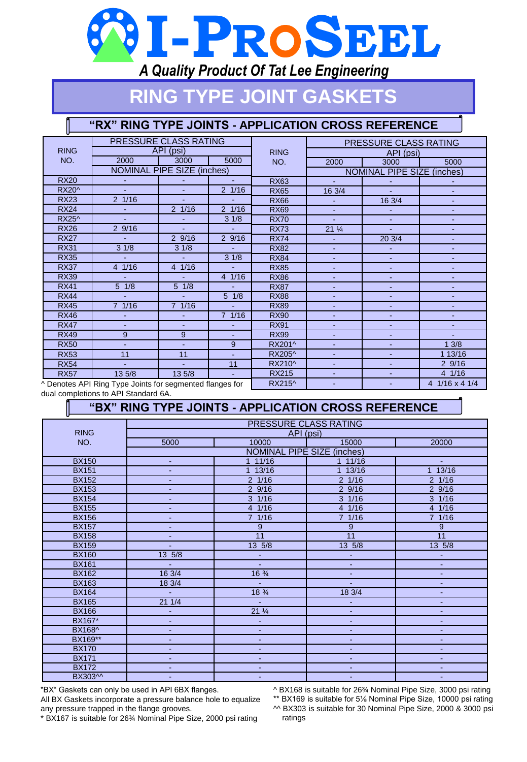# I-PROSEEL

*A Quality Product Of Tat Lee Engineering*

# RING TYPE JOINT GASKETS

## "RX" RING TYPE JOINTS - APPLICATION CROSS REFERENCE

| RING NO. | PRESSURE CLASS RATING API (psi) 2000 | 3000 | 5000 |
|---|---|---|---|
| | NOMINAL PIPE SIZE (inches) | | |
| RX20 | - | - | - |
| RX20^ | - | - | 2 1/16 |
| RX23 | 2 1/16 | - | - |
| RX24 | - | 2 1/16 | 2 1/16 |
| RX25^ | - | - | 3 1/8 |
| RX26 | 2 9/16 | - | - |
| RX27 | - | 2 9/16 | 2 9/16 |
| RX31 | 3 1/8 | 3 1/8 | - |
| RX35 | - | - | 3 1/8 |
| RX37 | 4 1/16 | 4 1/16 | - |
| RX39 | - | - | 4 1/16 |
| RX41 | 5 1/8 | 5 1/8 | - |
| RX44 | - | - | 5 1/8 |
| RX45 | 7 1/16 | 7 1/16 | - |
| RX46 | - | - | 7 1/16 |
| RX47 | - | - | - |
| RX49 | 9 | 9 | - |
| RX50 | - | - | 9 |
| RX53 | 11 | 11 | - |
| RX54 | - | - | 11 |
| RX57 | 13 5/8 | 13 5/8 | - |

^ Denotes API Ring Type Joints for segmented flanges for dual completions to API Standard 6A.

| RING NO. | PRESSURE CLASS RATING API (psi) 2000 | 3000 | 5000 |
|---|---|---|---|
| | NOMINAL PIPE SIZE (inches) | | |
| RX63 | - | - | - |
| RX65 | 16 3/4 | - | - |
| RX66 | - | 16 3/4 | - |
| RX69 | - | - | - |
| RX70 | - | - | - |
| RX73 | 21 ¼ | - | - |
| RX74 | - | 20 3/4 | - |
| RX82 | - | - | - |
| RX84 | - | - | - |
| RX85 | - | - | - |
| RX86 | - | - | - |
| RX87 | - | - | - |
| RX88 | - | - | - |
| RX89 | - | - | - |
| RX90 | - | - | - |
| RX91 | - | - | - |
| RX99 | - | - | - |
| RX201^ | - | - | 1 3/8 |
| RX205^ | - | - | 1 13/16 |
| RX210^ | - | - | 2 9/16 |
| RX215 | - | - | 4 1/16 |
| RX215^ | - | - | 4 1/16 x 4 1/4 |

## "BX" RING TYPE JOINTS - APPLICATION CROSS REFERENCE

| RING NO. | PRESSURE CLASS RATING API (psi) 5000 | 10000 | 15000 | 20000 |
|---|---|---|---|---|
| | NOMINAL PIPE SIZE (inches) | | | |
| BX150 | - | 1 11/16 | 1 11/16 | - |
| BX151 | - | 1 13/16 | 1 13/16 | 1 13/16 |
| BX152 | - | 2 1/16 | 2 1/16 | 2 1/16 |
| BX153 | - | 2 9/16 | 2 9/16 | 2 9/16 |
| BX154 | - | 3 1/16 | 3 1/16 | 3 1/16 |
| BX155 | - | 4 1/16 | 4 1/16 | 4 1/16 |
| BX156 | - | 7 1/16 | 7 1/16 | 7 1/16 |
| BX157 | - | 9 | 9 | 9 |
| BX158 | - | 11 | 11 | 11 |
| BX159 | - | 13 5/8 | 13 5/8 | 13 5/8 |
| BX160 | 13 5/8 | - | - | - |
| BX161 | - | - | - | - |
| BX162 | 16 3/4 | 16 ¾ | - | - |
| BX163 | 18 3/4 | - | - | - |
| BX164 | - | 18 ¾ | 18 3/4 | - |
| BX165 | 21 1/4 | - | - | - |
| BX166 | - | 21 ¼ | - | - |
| BX167* | - | - | - | - |
| BX168^ | - | - | - | - |
| BX169** | - | - | - | - |
| BX170 | - | - | - | - |
| BX171 | - | - | - | - |
| BX172 | - | - | - | - |
| BX303^^ | - | - | - | - |

"BX" Gaskets can only be used in API 6BX flanges.
All BX Gaskets incorporate a pressure balance hole to equalize any pressure trapped in the flange grooves.
* BX167 is suitable for 26¾ Nominal Pipe Size, 2000 psi rating

^ BX168 is suitable for 26¾ Nominal Pipe Size, 3000 psi rating
** BX169 is suitable for 5⅛ Nominal Pipe Size, 10000 psi rating
^^ BX303 is suitable for 30 Nominal Pipe Size, 2000 & 3000 psi ratings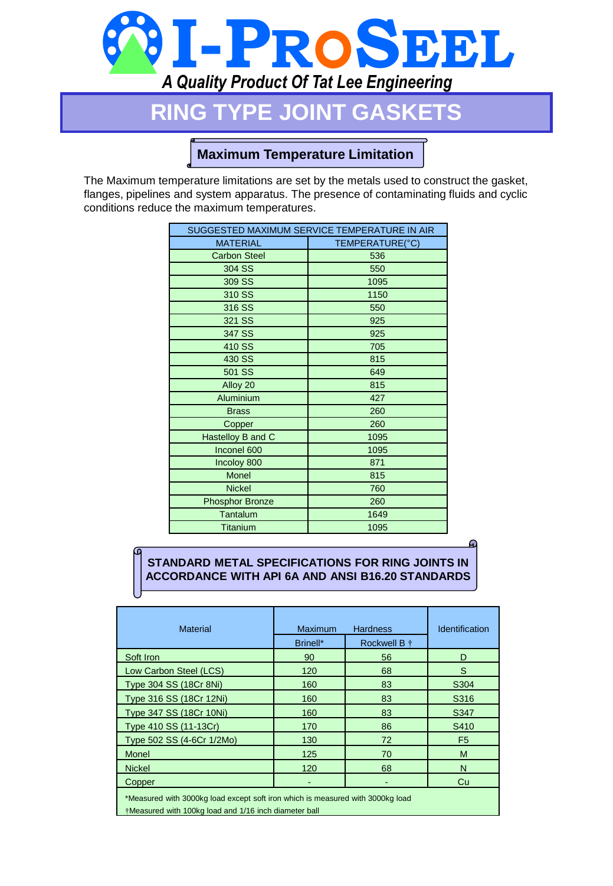# I-ProSeel

*A Quality Product Of Tat Lee Engineering*

# RING TYPE JOINT GASKETS

## Maximum Temperature Limitation

The Maximum temperature limitations are set by the metals used to construct the gasket, flanges, pipelines and system apparatus. The presence of contaminating fluids and cyclic conditions reduce the maximum temperatures.

| SUGGESTED MAXIMUM SERVICE TEMPERATURE IN AIR | |
|---|---|
| MATERIAL | TEMPERATURE(°C) |
| Carbon Steel | 536 |
| 304 SS | 550 |
| 309 SS | 1095 |
| 310 SS | 1150 |
| 316 SS | 550 |
| 321 SS | 925 |
| 347 SS | 925 |
| 410 SS | 705 |
| 430 SS | 815 |
| 501 SS | 649 |
| Alloy 20 | 815 |
| Aluminium | 427 |
| Brass | 260 |
| Copper | 260 |
| Hastelloy B and C | 1095 |
| Inconel 600 | 1095 |
| Incoloy 800 | 871 |
| Monel | 815 |
| Nickel | 760 |
| Phosphor Bronze | 260 |
| Tantalum | 1649 |
| Titanium | 1095 |

## STANDARD METAL SPECIFICATIONS FOR RING JOINTS IN ACCORDANCE WITH API 6A AND ANSI B16.20 STANDARDS

| Material | Maximum Hardness | | Identification |
|---|---|---|---|
| | Brinell* | Rockwell B † | |
| Soft Iron | 90 | 56 | D |
| Low Carbon Steel (LCS) | 120 | 68 | S |
| Type 304 SS (18Cr 8Ni) | 160 | 83 | S304 |
| Type 316 SS (18Cr 12Ni) | 160 | 83 | S316 |
| Type 347 SS (18Cr 10Ni) | 160 | 83 | S347 |
| Type 410 SS (11-13Cr) | 170 | 86 | S410 |
| Type 502 SS (4-6Cr 1/2Mo) | 130 | 72 | F5 |
| Monel | 125 | 70 | M |
| Nickel | 120 | 68 | N |
| Copper | - | - | Cu |

*Measured with 3000kg load except soft iron which is measured with 3000kg load

†Measured with 100kg load and 1/16 inch diameter ball